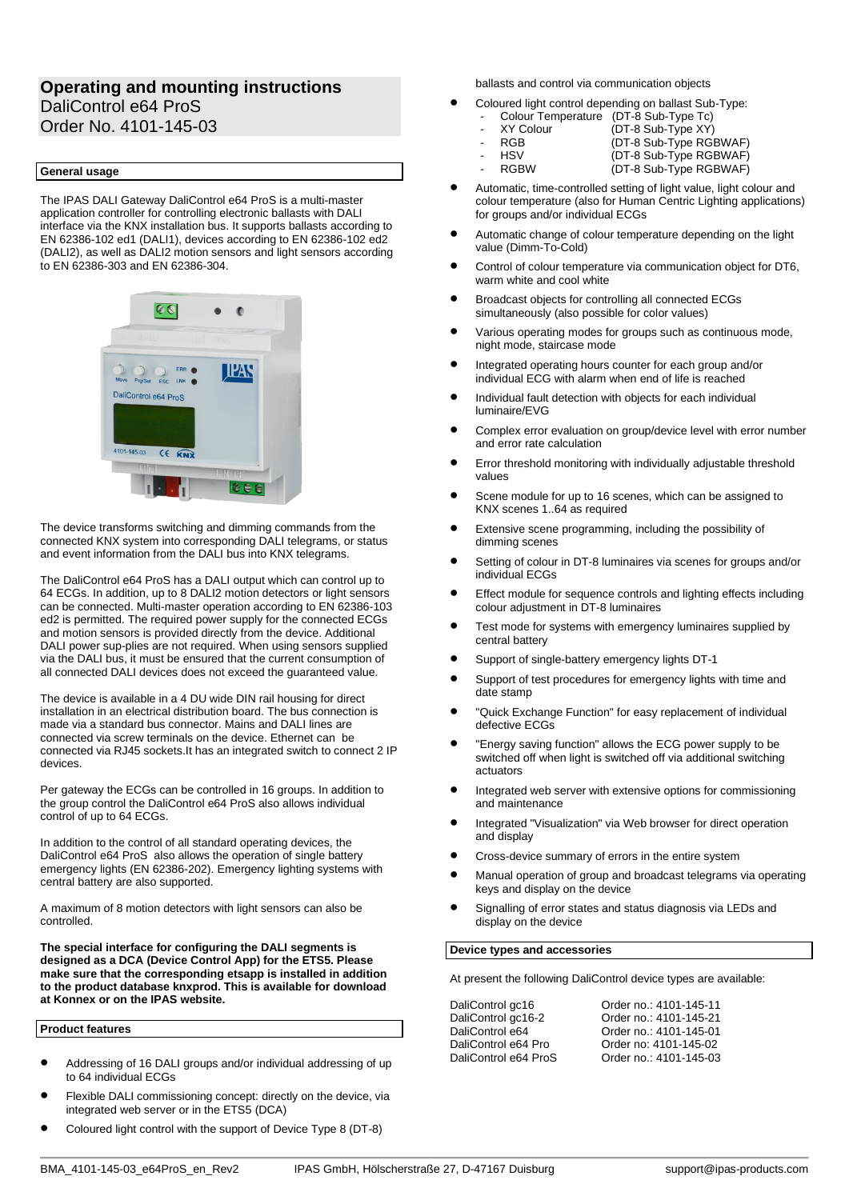# Operating and mounting instructions
DaliControl e64 ProS
Order No. 4101-145-03

## General usage

The IPAS DALI Gateway DaliControl e64 ProS is a multi-master application controller for controlling electronic ballasts with DALI interface via the KNX installation bus. It supports ballasts according to EN 62386-102 ed1 (DALI1), devices according to EN 62386-102 ed2 (DALI2), as well as DALI2 motion sensors and light sensors according to EN 62386-303 and EN 62386-304.

The device transforms switching and dimming commands from the connected KNX system into corresponding DALI telegrams, or status and event information from the DALI bus into KNX telegrams.

The DaliControl e64 ProS has a DALI output which can control up to 64 ECGs. In addition, up to 8 DALI2 motion detectors or light sensors can be connected. Multi-master operation according to EN 62386-103 ed2 is permitted. The required power supply for the connected ECGs and motion sensors is provided directly from the device. Additional DALI power sup-plies are not required. When using sensors supplied via the DALI bus, it must be ensured that the current consumption of all connected DALI devices does not exceed the guaranteed value.

The device is available in a 4 DU wide DIN rail housing for direct installation in an electrical distribution board. The bus connection is made via a standard bus connector. Mains and DALI lines are connected via screw terminals on the device. Ethernet can be connected via RJ45 sockets.It has an integrated switch to connect 2 IP devices.

Per gateway the ECGs can be controlled in 16 groups. In addition to the group control the DaliControl e64 ProS also allows individual control of up to 64 ECGs.

In addition to the control of all standard operating devices, the DaliControl e64 ProS also allows the operation of single battery emergency lights (EN 62386-202). Emergency lighting systems with central battery are also supported.

A maximum of 8 motion detectors with light sensors can also be controlled.

**The special interface for configuring the DALI segments is designed as a DCA (Device Control App) for the ETS5. Please make sure that the corresponding etsapp is installed in addition to the product database knxprod. This is available for download at Konnex or on the IPAS website.**

## Product features

- Addressing of 16 DALI groups and/or individual addressing of up to 64 individual ECGs
- Flexible DALI commissioning concept: directly on the device, via integrated web server or in the ETS5 (DCA)
- Coloured light control with the support of Device Type 8 (DT-8) ballasts and control via communication objects
- Coloured light control depending on ballast Sub-Type:
  - Colour Temperature (DT-8 Sub-Type Tc)
  - XY Colour (DT-8 Sub-Type XY)
  - RGB (DT-8 Sub-Type RGBWAF)
  - HSV (DT-8 Sub-Type RGBWAF)
  - RGBW (DT-8 Sub-Type RGBWAF)
- Automatic, time-controlled setting of light value, light colour and colour temperature (also for Human Centric Lighting applications) for groups and/or individual ECGs
- Automatic change of colour temperature depending on the light value (Dimm-To-Cold)
- Control of colour temperature via communication object for DT6, warm white and cool white
- Broadcast objects for controlling all connected ECGs simultaneously (also possible for color values)
- Various operating modes for groups such as continuous mode, night mode, staircase mode
- Integrated operating hours counter for each group and/or individual ECG with alarm when end of life is reached
- Individual fault detection with objects for each individual luminaire/EVG
- Complex error evaluation on group/device level with error number and error rate calculation
- Error threshold monitoring with individually adjustable threshold values
- Scene module for up to 16 scenes, which can be assigned to KNX scenes 1..64 as required
- Extensive scene programming, including the possibility of dimming scenes
- Setting of colour in DT-8 luminaires via scenes for groups and/or individual ECGs
- Effect module for sequence controls and lighting effects including colour adjustment in DT-8 luminaires
- Test mode for systems with emergency luminaires supplied by central battery
- Support of single-battery emergency lights DT-1
- Support of test procedures for emergency lights with time and date stamp
- "Quick Exchange Function" for easy replacement of individual defective ECGs
- "Energy saving function" allows the ECG power supply to be switched off when light is switched off via additional switching actuators
- Integrated web server with extensive options for commissioning and maintenance
- Integrated "Visualization" via Web browser for direct operation and display
- Cross-device summary of errors in the entire system
- Manual operation of group and broadcast telegrams via operating keys and display on the device
- Signalling of error states and status diagnosis via LEDs and display on the device

## Device types and accessories

At present the following DaliControl device types are available:

| | |
|---|---|
| DaliControl gc16 | Order no.: 4101-145-11 |
| DaliControl gc16-2 | Order no.: 4101-145-21 |
| DaliControl e64 | Order no.: 4101-145-01 |
| DaliControl e64 Pro | Order no: 4101-145-02 |
| DaliControl e64 ProS | Order no.: 4101-145-03 |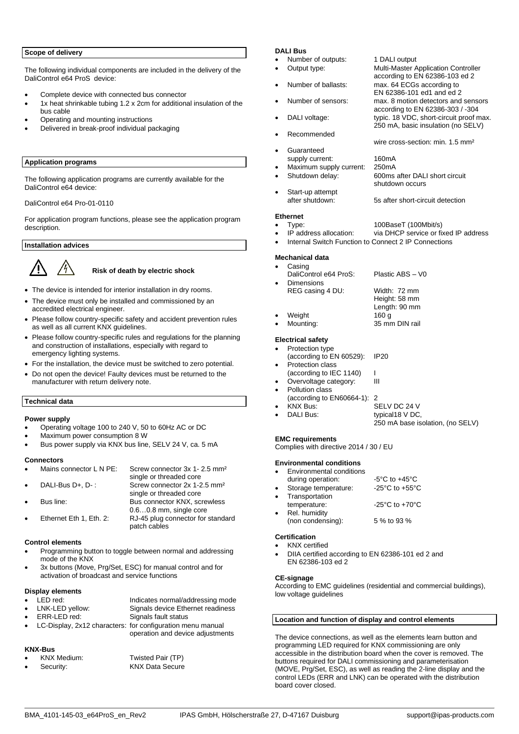## Scope of delivery

The following individual components are included in the delivery of the DaliControl e64 ProS device:

- Complete device with connected bus connector
- 1x heat shrinkable tubing 1.2 x 2cm for additional insulation of the bus cable
- Operating and mounting instructions
- Delivered in break-proof individual packaging

## Application programs

The following application programs are currently available for the DaliControl e64 device:

DaliControl e64 Pro-01-0110

For application program functions, please see the application program description.

## Installation advices

**Risk of death by electric shock**

- The device is intended for interior installation in dry rooms.
- The device must only be installed and commissioned by an accredited electrical engineer.
- Please follow country-specific safety and accident prevention rules as well as all current KNX guidelines.
- Please follow country-specific rules and regulations for the planning and construction of installations, especially with regard to emergency lighting systems.
- For the installation, the device must be switched to zero potential.
- Do not open the device! Faulty devices must be returned to the manufacturer with return delivery note.

## Technical data

**Power supply**

- Operating voltage 100 to 240 V, 50 to 60Hz AC or DC
- Maximum power consumption 8 W
- Bus power supply via KNX bus line, SELV 24 V, ca. 5 mA

**Connectors**

- Mains connector L N PE: Screw connector 3x 1- 2.5 mm² single or threaded core
- DALI-Bus D+, D- : Screw connector 2x 1-2.5 mm² single or threaded core
- Bus line: Bus connector KNX, screwless 0.6…0.8 mm, single core
- Ethernet Eth 1, Eth. 2: RJ-45 plug connector for standard patch cables

**Control elements**

- Programming button to toggle between normal and addressing mode of the KNX
- 3x buttons (Move, Prg/Set, ESC) for manual control and for activation of broadcast and service functions

**Display elements**

- LED red: Indicates normal/addressing mode
- LNK-LED yellow: Signals device Ethernet readiness
- ERR-LED red: Signals fault status
- LC-Display, 2x12 characters: for configuration menu manual operation and device adjustments

**KNX-Bus**

- KNX Medium: Twisted Pair (TP)
- Security: KNX Data Secure

**DALI Bus**

- Number of outputs: 1 DALI output
- Output type: Multi-Master Application Controller according to EN 62386-103 ed 2
- Number of ballasts: max. 64 ECGs according to EN 62386-101 ed1 and ed 2
- Number of sensors: max. 8 motion detectors and sensors according to EN 62386-303 / -304
- DALI voltage: typic. 18 VDC, short-circuit proof max. 250 mA, basic insulation (no SELV)
- Recommended wire cross-section: min. 1.5 mm²
- Guaranteed supply current: 160mA
- Maximum supply current: 250mA
- Shutdown delay: 600ms after DALI short circuit shutdown occurs
- Start-up attempt after shutdown: 5s after short-circuit detection

**Ethernet**

- Type: 100BaseT (100Mbit/s)
- IP address allocation: via DHCP service or fixed IP address
- Internal Switch Function to Connect 2 IP Connections

**Mechanical data**

- Casing DaliControl e64 ProS: Plastic ABS – V0
- Dimensions REG casing 4 DU: Width: 72 mm, Height: 58 mm, Length: 90 mm
- Weight: 160 g
- Mounting: 35 mm DIN rail

**Electrical safety**

- Protection type (according to EN 60529): IP20
- Protection class (according to IEC 1140): I
- Overvoltage category: III
- Pollution class (according to EN60664-1): 2
- KNX Bus: SELV DC 24 V
- DALI Bus: typical18 V DC, 250 mA base isolation, (no SELV)

**EMC requirements**

Complies with directive 2014 / 30 / EU

**Environmental conditions**

- Environmental conditions during operation: -5°C to +45°C
- Storage temperature: -25°C to +55°C
- Transportation temperature: -25°C to +70°C
- Rel. humidity (non condensing): 5 % to 93 %

**Certification**

- KNX certified
- DIIA certified according to EN 62386-101 ed 2 and EN 62386-103 ed 2

**CE-signage**

According to EMC guidelines (residential and commercial buildings), low voltage guidelines

## Location and function of display and control elements

The device connections, as well as the elements learn button and programming LED required for KNX commissioning are only accessible in the distribution board when the cover is removed. The buttons required for DALI commissioning and parameterisation (MOVE, Prg/Set, ESC), as well as reading the 2-line display and the control LEDs (ERR and LNK) can be operated with the distribution board cover closed.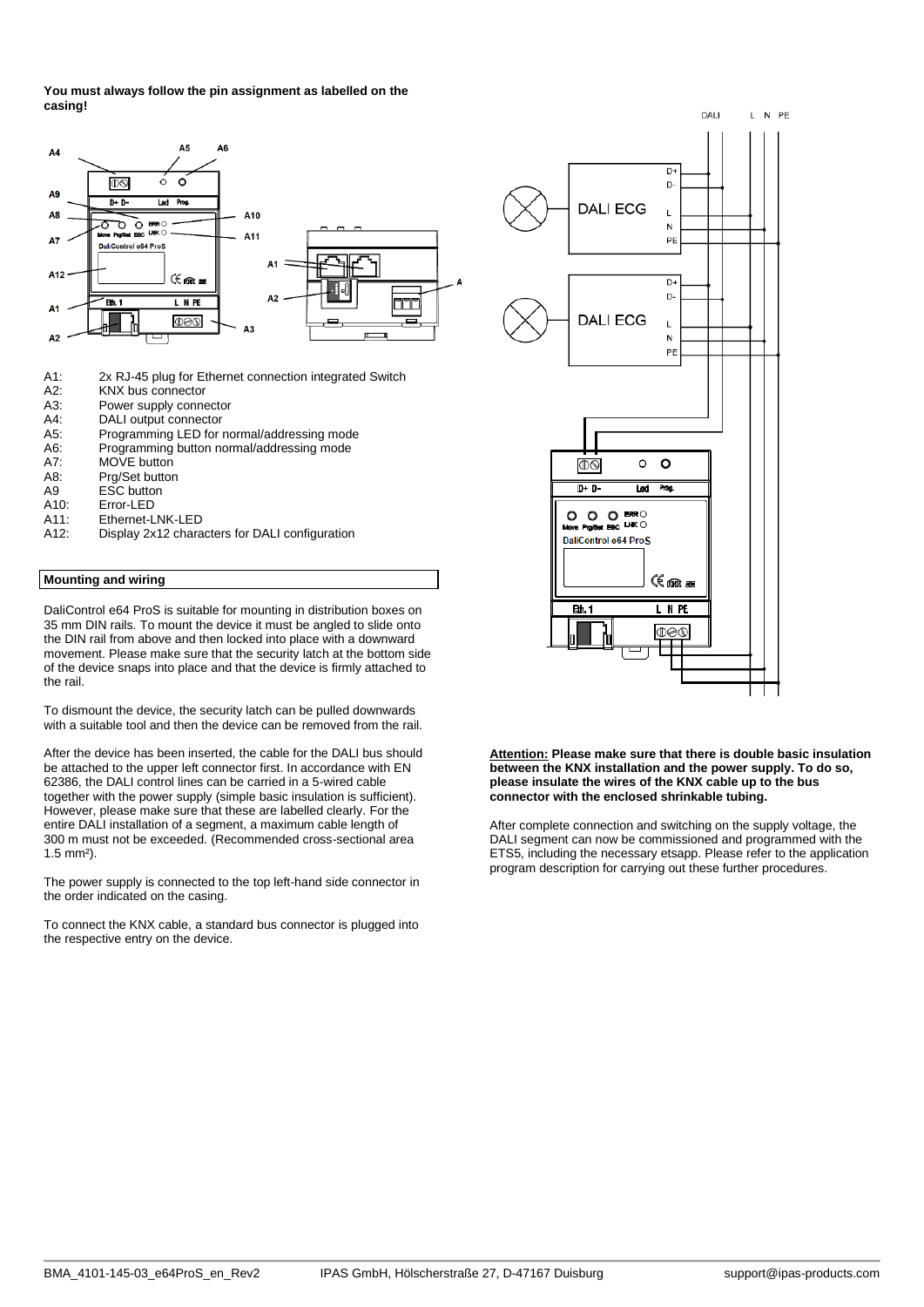**You must always follow the pin assignment as labelled on the casing!**

A1: 2x RJ-45 plug for Ethernet connection integrated Switch
A2: KNX bus connector
A3: Power supply connector
A4: DALI output connector
A5: Programming LED for normal/addressing mode
A6: Programming button normal/addressing mode
A7: MOVE button
A8: Prg/Set button
A9 ESC button
A10: Error-LED
A11: Ethernet-LNK-LED
A12: Display 2x12 characters for DALI configuration

## Mounting and wiring

DaliControl e64 ProS is suitable for mounting in distribution boxes on 35 mm DIN rails. To mount the device it must be angled to slide onto the DIN rail from above and then locked into place with a downward movement. Please make sure that the security latch at the bottom side of the device snaps into place and that the device is firmly attached to the rail.

To dismount the device, the security latch can be pulled downwards with a suitable tool and then the device can be removed from the rail.

After the device has been inserted, the cable for the DALI bus should be attached to the upper left connector first. In accordance with EN 62386, the DALI control lines can be carried in a 5-wired cable together with the power supply (simple basic insulation is sufficient). However, please make sure that these are labelled clearly. For the entire DALI installation of a segment, a maximum cable length of 300 m must not be exceeded. (Recommended cross-sectional area 1.5 mm²).

The power supply is connected to the top left-hand side connector in the order indicated on the casing.

To connect the KNX cable, a standard bus connector is plugged into the respective entry on the device.

**Attention: Please make sure that there is double basic insulation between the KNX installation and the power supply. To do so, please insulate the wires of the KNX cable up to the bus connector with the enclosed shrinkable tubing.**

After complete connection and switching on the supply voltage, the DALI segment can now be commissioned and programmed with the ETS5, including the necessary etsapp. Please refer to the application program description for carrying out these further procedures.